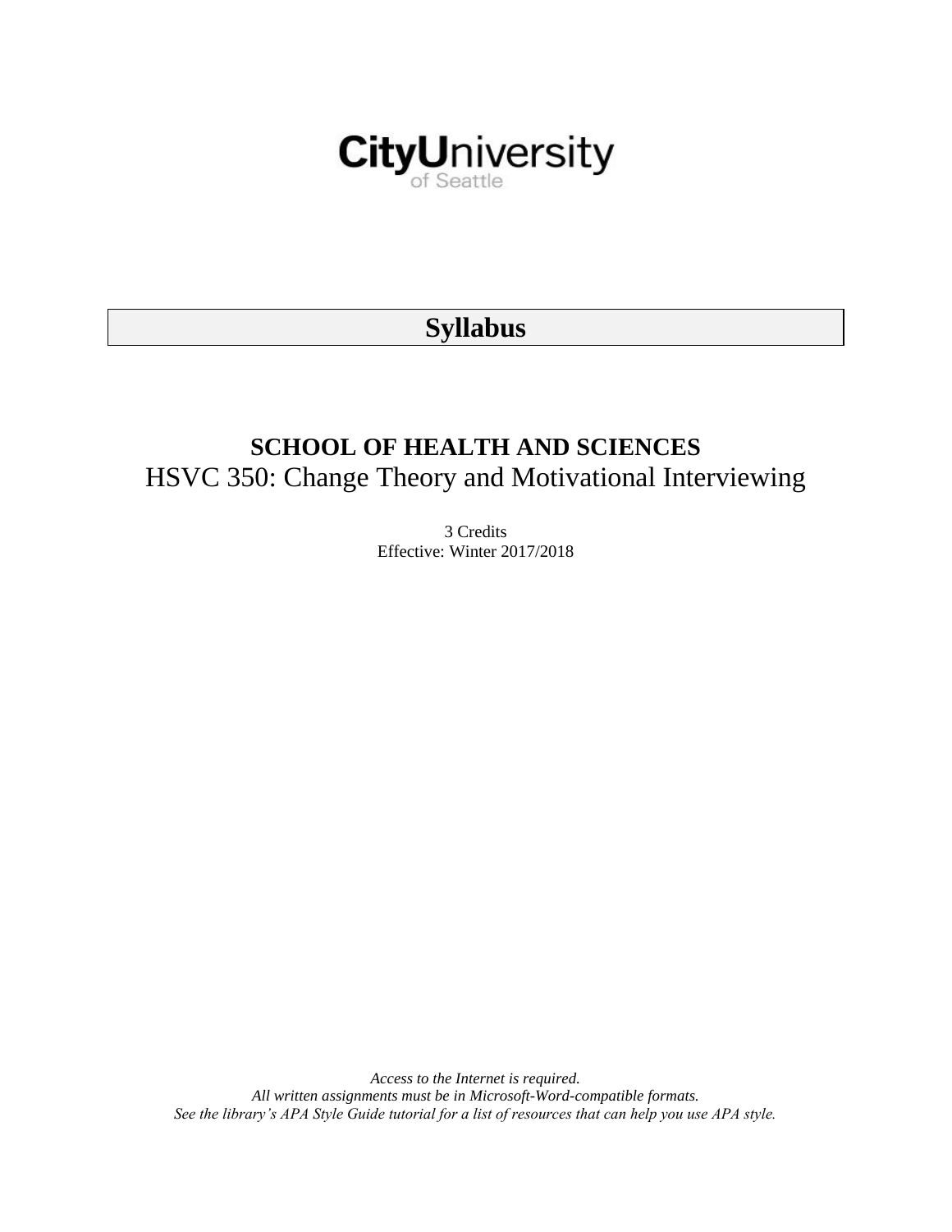CityUniversity of Seattle

# Syllabus

## SCHOOL OF HEALTH AND SCIENCES

## HSVC 350: Change Theory and Motivational Interviewing

3 Credits
Effective: Winter 2017/2018

*Access to the Internet is required.*
*All written assignments must be in Microsoft-Word-compatible formats.*
*See the library's APA Style Guide tutorial for a list of resources that can help you use APA style.*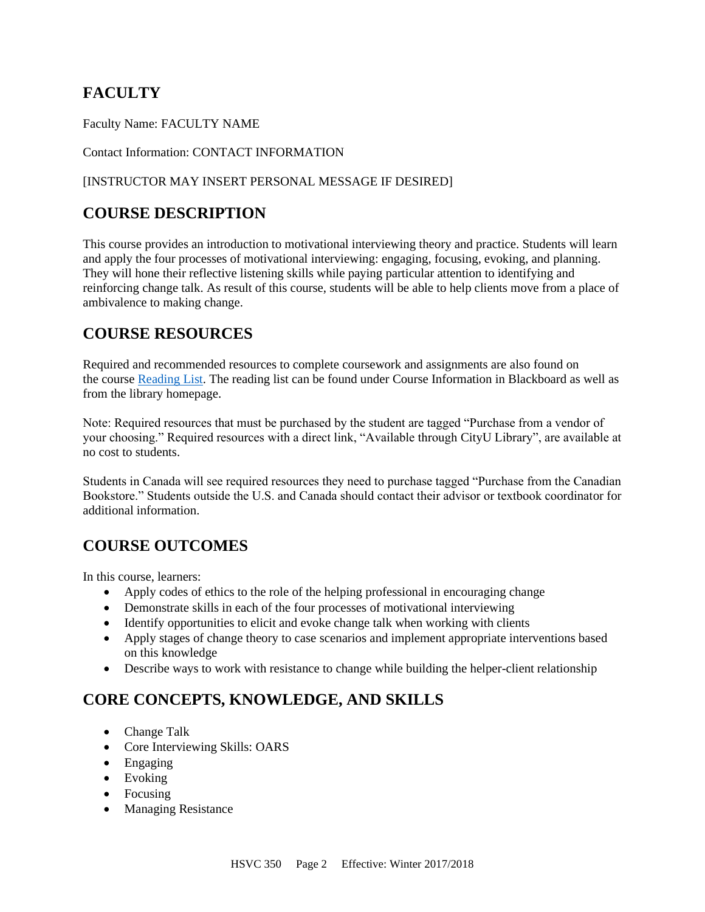## FACULTY

Faculty Name: FACULTY NAME

Contact Information: CONTACT INFORMATION

[INSTRUCTOR MAY INSERT PERSONAL MESSAGE IF DESIRED]

## COURSE DESCRIPTION

This course provides an introduction to motivational interviewing theory and practice. Students will learn and apply the four processes of motivational interviewing: engaging, focusing, evoking, and planning. They will hone their reflective listening skills while paying particular attention to identifying and reinforcing change talk. As result of this course, students will be able to help clients move from a place of ambivalence to making change.

## COURSE RESOURCES

Required and recommended resources to complete coursework and assignments are also found on the course Reading List. The reading list can be found under Course Information in Blackboard as well as from the library homepage.

Note: Required resources that must be purchased by the student are tagged "Purchase from a vendor of your choosing." Required resources with a direct link, "Available through CityU Library", are available at no cost to students.

Students in Canada will see required resources they need to purchase tagged "Purchase from the Canadian Bookstore." Students outside the U.S. and Canada should contact their advisor or textbook coordinator for additional information.

## COURSE OUTCOMES

In this course, learners:

- Apply codes of ethics to the role of the helping professional in encouraging change
- Demonstrate skills in each of the four processes of motivational interviewing
- Identify opportunities to elicit and evoke change talk when working with clients
- Apply stages of change theory to case scenarios and implement appropriate interventions based on this knowledge
- Describe ways to work with resistance to change while building the helper-client relationship

## CORE CONCEPTS, KNOWLEDGE, AND SKILLS

- Change Talk
- Core Interviewing Skills: OARS
- Engaging
- Evoking
- Focusing
- Managing Resistance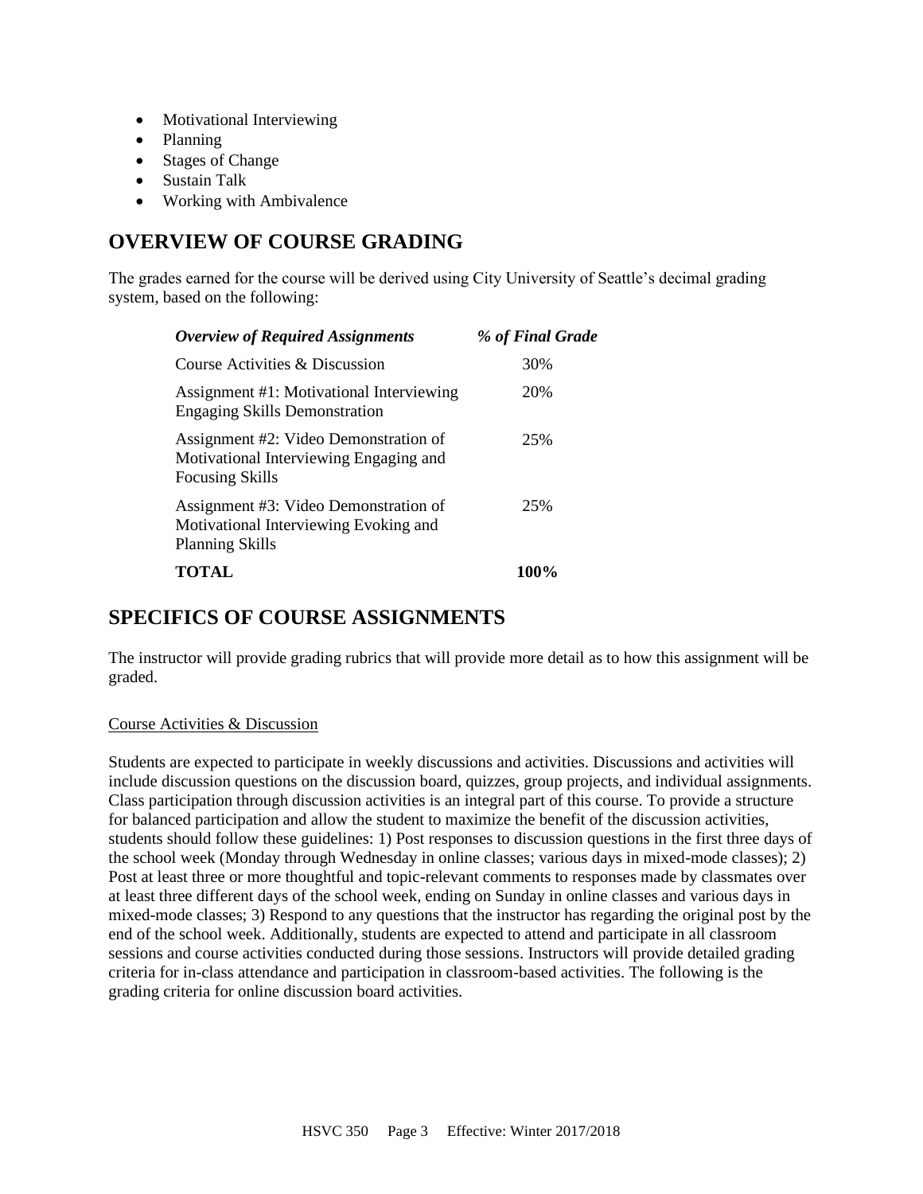- Motivational Interviewing
- Planning
- Stages of Change
- Sustain Talk
- Working with Ambivalence

## OVERVIEW OF COURSE GRADING

The grades earned for the course will be derived using City University of Seattle's decimal grading system, based on the following:

| *Overview of Required Assignments* | *% of Final Grade* |
|---|---|
| Course Activities & Discussion | 30% |
| Assignment #1: Motivational Interviewing Engaging Skills Demonstration | 20% |
| Assignment #2: Video Demonstration of Motivational Interviewing Engaging and Focusing Skills | 25% |
| Assignment #3: Video Demonstration of Motivational Interviewing Evoking and Planning Skills | 25% |
| **TOTAL** | **100%** |

## SPECIFICS OF COURSE ASSIGNMENTS

The instructor will provide grading rubrics that will provide more detail as to how this assignment will be graded.

Course Activities & Discussion

Students are expected to participate in weekly discussions and activities. Discussions and activities will include discussion questions on the discussion board, quizzes, group projects, and individual assignments. Class participation through discussion activities is an integral part of this course. To provide a structure for balanced participation and allow the student to maximize the benefit of the discussion activities, students should follow these guidelines: 1) Post responses to discussion questions in the first three days of the school week (Monday through Wednesday in online classes; various days in mixed-mode classes); 2) Post at least three or more thoughtful and topic-relevant comments to responses made by classmates over at least three different days of the school week, ending on Sunday in online classes and various days in mixed-mode classes; 3) Respond to any questions that the instructor has regarding the original post by the end of the school week. Additionally, students are expected to attend and participate in all classroom sessions and course activities conducted during those sessions. Instructors will provide detailed grading criteria for in-class attendance and participation in classroom-based activities. The following is the grading criteria for online discussion board activities.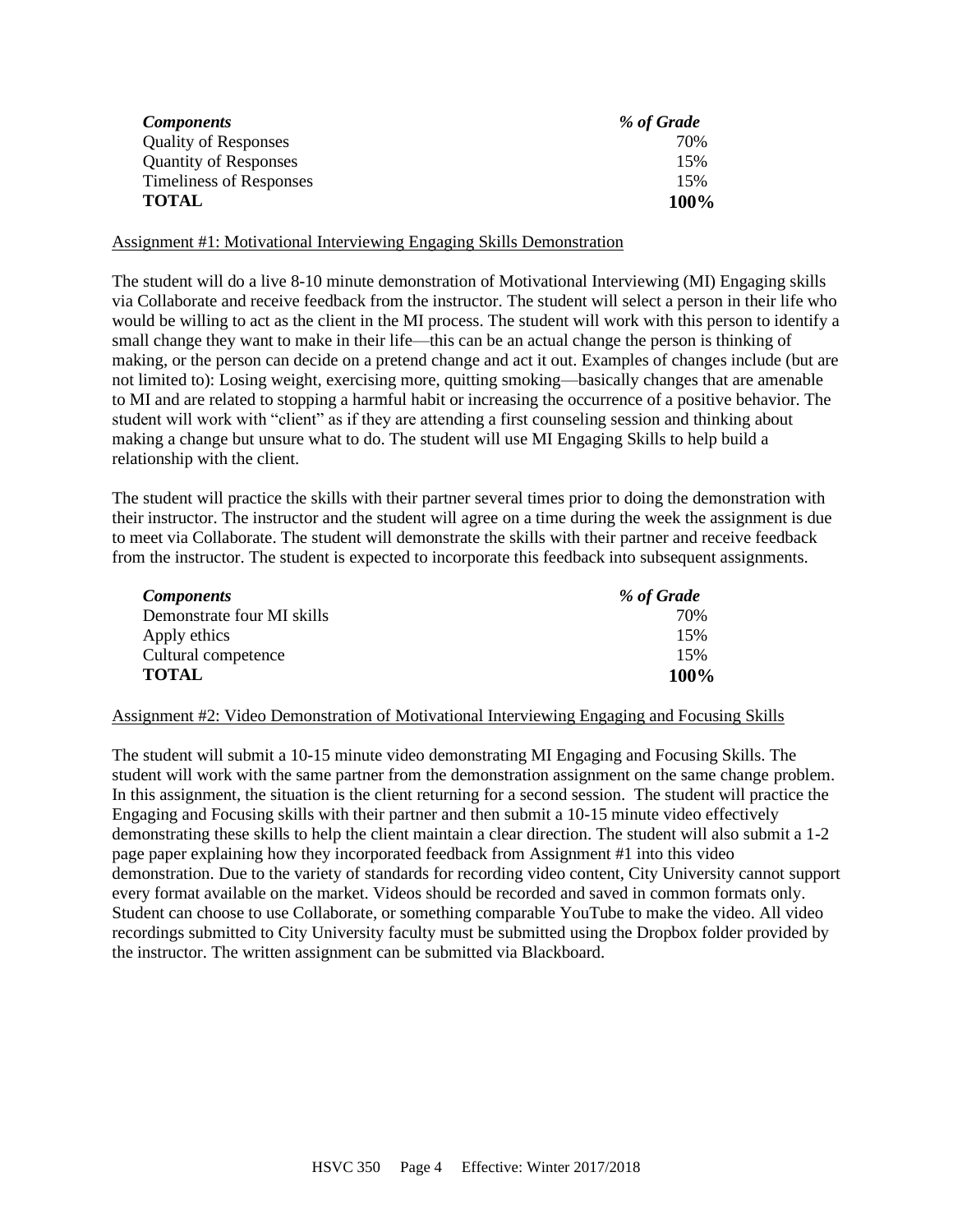| *Components* | *% of Grade* |
|---|---|
| Quality of Responses | 70% |
| Quantity of Responses | 15% |
| Timeliness of Responses | 15% |
| **TOTAL** | **100%** |

Assignment #1: Motivational Interviewing Engaging Skills Demonstration

The student will do a live 8-10 minute demonstration of Motivational Interviewing (MI) Engaging skills via Collaborate and receive feedback from the instructor. The student will select a person in their life who would be willing to act as the client in the MI process. The student will work with this person to identify a small change they want to make in their life—this can be an actual change the person is thinking of making, or the person can decide on a pretend change and act it out. Examples of changes include (but are not limited to): Losing weight, exercising more, quitting smoking—basically changes that are amenable to MI and are related to stopping a harmful habit or increasing the occurrence of a positive behavior. The student will work with "client" as if they are attending a first counseling session and thinking about making a change but unsure what to do. The student will use MI Engaging Skills to help build a relationship with the client.

The student will practice the skills with their partner several times prior to doing the demonstration with their instructor. The instructor and the student will agree on a time during the week the assignment is due to meet via Collaborate. The student will demonstrate the skills with their partner and receive feedback from the instructor. The student is expected to incorporate this feedback into subsequent assignments.

| *Components* | *% of Grade* |
|---|---|
| Demonstrate four MI skills | 70% |
| Apply ethics | 15% |
| Cultural competence | 15% |
| **TOTAL** | **100%** |

Assignment #2: Video Demonstration of Motivational Interviewing Engaging and Focusing Skills

The student will submit a 10-15 minute video demonstrating MI Engaging and Focusing Skills. The student will work with the same partner from the demonstration assignment on the same change problem. In this assignment, the situation is the client returning for a second session. The student will practice the Engaging and Focusing skills with their partner and then submit a 10-15 minute video effectively demonstrating these skills to help the client maintain a clear direction. The student will also submit a 1-2 page paper explaining how they incorporated feedback from Assignment #1 into this video demonstration. Due to the variety of standards for recording video content, City University cannot support every format available on the market. Videos should be recorded and saved in common formats only. Student can choose to use Collaborate, or something comparable YouTube to make the video. All video recordings submitted to City University faculty must be submitted using the Dropbox folder provided by the instructor. The written assignment can be submitted via Blackboard.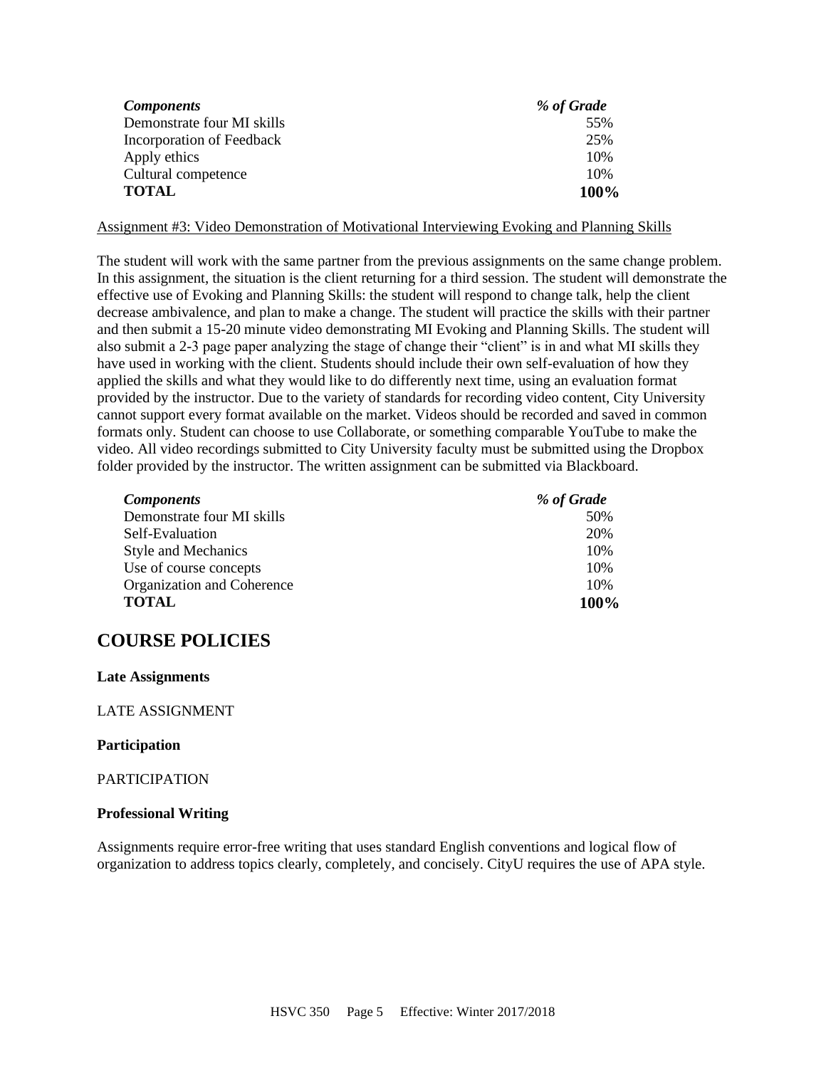| *Components* | *% of Grade* |
| --- | --- |
| Demonstrate four MI skills | 55% |
| Incorporation of Feedback | 25% |
| Apply ethics | 10% |
| Cultural competence | 10% |
| **TOTAL** | **100%** |

Assignment #3: Video Demonstration of Motivational Interviewing Evoking and Planning Skills

The student will work with the same partner from the previous assignments on the same change problem. In this assignment, the situation is the client returning for a third session. The student will demonstrate the effective use of Evoking and Planning Skills: the student will respond to change talk, help the client decrease ambivalence, and plan to make a change. The student will practice the skills with their partner and then submit a 15-20 minute video demonstrating MI Evoking and Planning Skills. The student will also submit a 2-3 page paper analyzing the stage of change their "client" is in and what MI skills they have used in working with the client. Students should include their own self-evaluation of how they applied the skills and what they would like to do differently next time, using an evaluation format provided by the instructor. Due to the variety of standards for recording video content, City University cannot support every format available on the market. Videos should be recorded and saved in common formats only. Student can choose to use Collaborate, or something comparable YouTube to make the video. All video recordings submitted to City University faculty must be submitted using the Dropbox folder provided by the instructor. The written assignment can be submitted via Blackboard.

| *Components* | *% of Grade* |
| --- | --- |
| Demonstrate four MI skills | 50% |
| Self-Evaluation | 20% |
| Style and Mechanics | 10% |
| Use of course concepts | 10% |
| Organization and Coherence | 10% |
| **TOTAL** | **100%** |

## COURSE POLICIES

**Late Assignments**

LATE ASSIGNMENT

**Participation**

PARTICIPATION

**Professional Writing**

Assignments require error-free writing that uses standard English conventions and logical flow of organization to address topics clearly, completely, and concisely. CityU requires the use of APA style.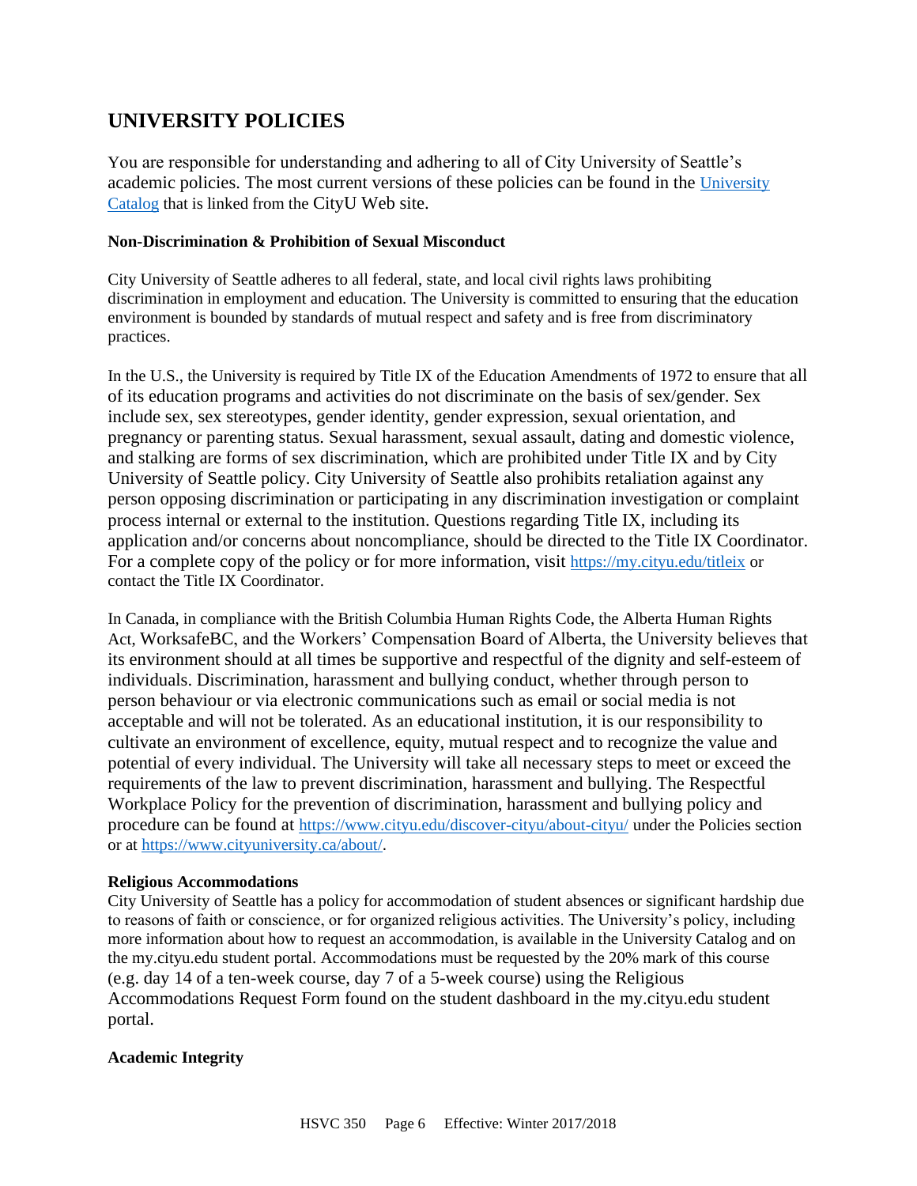## UNIVERSITY POLICIES

You are responsible for understanding and adhering to all of City University of Seattle's academic policies. The most current versions of these policies can be found in the University Catalog that is linked from the CityU Web site.

**Non-Discrimination & Prohibition of Sexual Misconduct**

City University of Seattle adheres to all federal, state, and local civil rights laws prohibiting discrimination in employment and education. The University is committed to ensuring that the education environment is bounded by standards of mutual respect and safety and is free from discriminatory practices.

In the U.S., the University is required by Title IX of the Education Amendments of 1972 to ensure that all of its education programs and activities do not discriminate on the basis of sex/gender. Sex include sex, sex stereotypes, gender identity, gender expression, sexual orientation, and pregnancy or parenting status. Sexual harassment, sexual assault, dating and domestic violence, and stalking are forms of sex discrimination, which are prohibited under Title IX and by City University of Seattle policy. City University of Seattle also prohibits retaliation against any person opposing discrimination or participating in any discrimination investigation or complaint process internal or external to the institution. Questions regarding Title IX, including its application and/or concerns about noncompliance, should be directed to the Title IX Coordinator. For a complete copy of the policy or for more information, visit https://my.cityu.edu/titleix or contact the Title IX Coordinator.

In Canada, in compliance with the British Columbia Human Rights Code, the Alberta Human Rights Act, WorksafeBC, and the Workers' Compensation Board of Alberta, the University believes that its environment should at all times be supportive and respectful of the dignity and self-esteem of individuals. Discrimination, harassment and bullying conduct, whether through person to person behaviour or via electronic communications such as email or social media is not acceptable and will not be tolerated. As an educational institution, it is our responsibility to cultivate an environment of excellence, equity, mutual respect and to recognize the value and potential of every individual. The University will take all necessary steps to meet or exceed the requirements of the law to prevent discrimination, harassment and bullying. The Respectful Workplace Policy for the prevention of discrimination, harassment and bullying policy and procedure can be found at https://www.cityu.edu/discover-cityu/about-cityu/ under the Policies section or at https://www.cityuniversity.ca/about/.

**Religious Accommodations**

City University of Seattle has a policy for accommodation of student absences or significant hardship due to reasons of faith or conscience, or for organized religious activities. The University's policy, including more information about how to request an accommodation, is available in the University Catalog and on the my.cityu.edu student portal. Accommodations must be requested by the 20% mark of this course (e.g. day 14 of a ten-week course, day 7 of a 5-week course) using the Religious Accommodations Request Form found on the student dashboard in the my.cityu.edu student portal.

**Academic Integrity**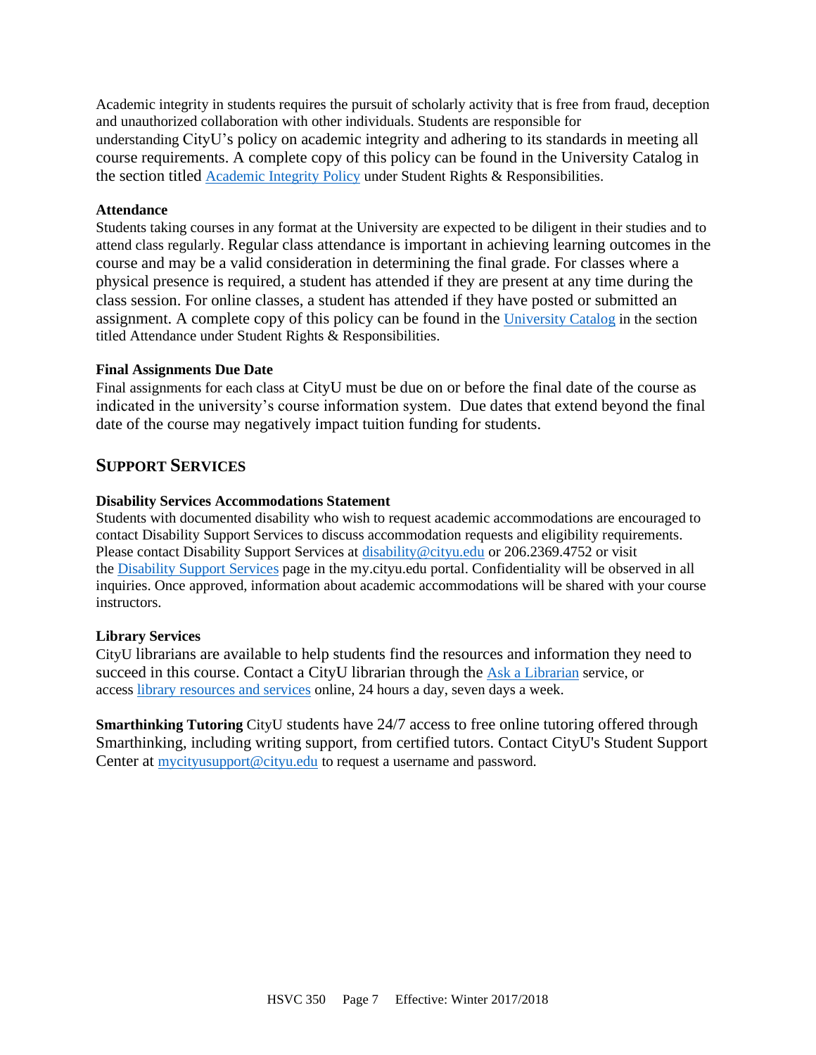Academic integrity in students requires the pursuit of scholarly activity that is free from fraud, deception and unauthorized collaboration with other individuals. Students are responsible for understanding CityU's policy on academic integrity and adhering to its standards in meeting all course requirements. A complete copy of this policy can be found in the University Catalog in the section titled Academic Integrity Policy under Student Rights & Responsibilities.

**Attendance**

Students taking courses in any format at the University are expected to be diligent in their studies and to attend class regularly. Regular class attendance is important in achieving learning outcomes in the course and may be a valid consideration in determining the final grade. For classes where a physical presence is required, a student has attended if they are present at any time during the class session. For online classes, a student has attended if they have posted or submitted an assignment. A complete copy of this policy can be found in the University Catalog in the section titled Attendance under Student Rights & Responsibilities.

**Final Assignments Due Date**

Final assignments for each class at CityU must be due on or before the final date of the course as indicated in the university's course information system. Due dates that extend beyond the final date of the course may negatively impact tuition funding for students.

## SUPPORT SERVICES

**Disability Services Accommodations Statement**

Students with documented disability who wish to request academic accommodations are encouraged to contact Disability Support Services to discuss accommodation requests and eligibility requirements. Please contact Disability Support Services at disability@cityu.edu or 206.2369.4752 or visit the Disability Support Services page in the my.cityu.edu portal. Confidentiality will be observed in all inquiries. Once approved, information about academic accommodations will be shared with your course instructors.

**Library Services**

CityU librarians are available to help students find the resources and information they need to succeed in this course. Contact a CityU librarian through the Ask a Librarian service, or access library resources and services online, 24 hours a day, seven days a week.

**Smarthinking Tutoring** CityU students have 24/7 access to free online tutoring offered through Smarthinking, including writing support, from certified tutors. Contact CityU's Student Support Center at mycityusupport@cityu.edu to request a username and password.